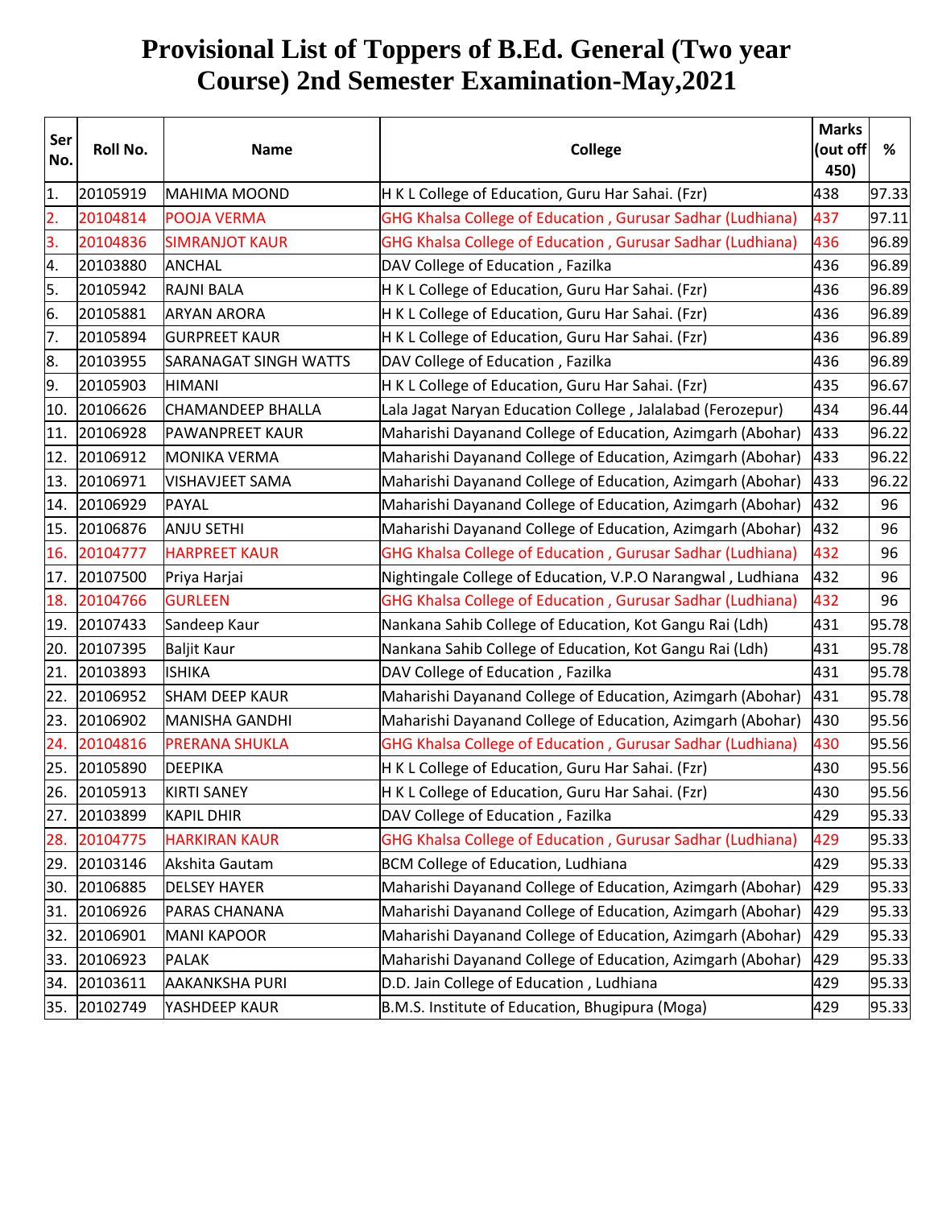# Provisional List of Toppers of B.Ed. General (Two year Course) 2nd Semester Examination-May,2021

| Ser No. | Roll No. | Name | College | Marks (out off 450) | % |
|---|---|---|---|---|---|
| 1. | 20105919 | MAHIMA MOOND | H K L College of Education, Guru Har Sahai. (Fzr) | 438 | 97.33 |
| 2. | 20104814 | POOJA VERMA | GHG Khalsa College of Education , Gurusar Sadhar (Ludhiana) | 437 | 97.11 |
| 3. | 20104836 | SIMRANJOT KAUR | GHG Khalsa College of Education , Gurusar Sadhar (Ludhiana) | 436 | 96.89 |
| 4. | 20103880 | ANCHAL | DAV College of Education , Fazilka | 436 | 96.89 |
| 5. | 20105942 | RAJNI BALA | H K L College of Education, Guru Har Sahai. (Fzr) | 436 | 96.89 |
| 6. | 20105881 | ARYAN ARORA | H K L College of Education, Guru Har Sahai. (Fzr) | 436 | 96.89 |
| 7. | 20105894 | GURPREET KAUR | H K L College of Education, Guru Har Sahai. (Fzr) | 436 | 96.89 |
| 8. | 20103955 | SARANAGAT SINGH WATTS | DAV College of Education , Fazilka | 436 | 96.89 |
| 9. | 20105903 | HIMANI | H K L College of Education, Guru Har Sahai. (Fzr) | 435 | 96.67 |
| 10. | 20106626 | CHAMANDEEP BHALLA | Lala Jagat Naryan Education College , Jalalabad (Ferozepur) | 434 | 96.44 |
| 11. | 20106928 | PAWANPREET KAUR | Maharishi Dayanand College of Education, Azimgarh (Abohar) | 433 | 96.22 |
| 12. | 20106912 | MONIKA VERMA | Maharishi Dayanand College of Education, Azimgarh (Abohar) | 433 | 96.22 |
| 13. | 20106971 | VISHAVJEET SAMA | Maharishi Dayanand College of Education, Azimgarh (Abohar) | 433 | 96.22 |
| 14. | 20106929 | PAYAL | Maharishi Dayanand College of Education, Azimgarh (Abohar) | 432 | 96 |
| 15. | 20106876 | ANJU SETHI | Maharishi Dayanand College of Education, Azimgarh (Abohar) | 432 | 96 |
| 16. | 20104777 | HARPREET KAUR | GHG Khalsa College of Education , Gurusar Sadhar (Ludhiana) | 432 | 96 |
| 17. | 20107500 | Priya Harjai | Nightingale College of Education, V.P.O Narangwal , Ludhiana | 432 | 96 |
| 18. | 20104766 | GURLEEN | GHG Khalsa College of Education , Gurusar Sadhar (Ludhiana) | 432 | 96 |
| 19. | 20107433 | Sandeep Kaur | Nankana Sahib College of Education, Kot Gangu Rai (Ldh) | 431 | 95.78 |
| 20. | 20107395 | Baljit Kaur | Nankana Sahib College of Education, Kot Gangu Rai (Ldh) | 431 | 95.78 |
| 21. | 20103893 | ISHIKA | DAV College of Education , Fazilka | 431 | 95.78 |
| 22. | 20106952 | SHAM DEEP KAUR | Maharishi Dayanand College of Education, Azimgarh (Abohar) | 431 | 95.78 |
| 23. | 20106902 | MANISHA GANDHI | Maharishi Dayanand College of Education, Azimgarh (Abohar) | 430 | 95.56 |
| 24. | 20104816 | PRERANA SHUKLA | GHG Khalsa College of Education , Gurusar Sadhar (Ludhiana) | 430 | 95.56 |
| 25. | 20105890 | DEEPIKA | H K L College of Education, Guru Har Sahai. (Fzr) | 430 | 95.56 |
| 26. | 20105913 | KIRTI SANEY | H K L College of Education, Guru Har Sahai. (Fzr) | 430 | 95.56 |
| 27. | 20103899 | KAPIL DHIR | DAV College of Education , Fazilka | 429 | 95.33 |
| 28. | 20104775 | HARKIRAN KAUR | GHG Khalsa College of Education , Gurusar Sadhar (Ludhiana) | 429 | 95.33 |
| 29. | 20103146 | Akshita Gautam | BCM College of Education, Ludhiana | 429 | 95.33 |
| 30. | 20106885 | DELSEY HAYER | Maharishi Dayanand College of Education, Azimgarh (Abohar) | 429 | 95.33 |
| 31. | 20106926 | PARAS CHANANA | Maharishi Dayanand College of Education, Azimgarh (Abohar) | 429 | 95.33 |
| 32. | 20106901 | MANI KAPOOR | Maharishi Dayanand College of Education, Azimgarh (Abohar) | 429 | 95.33 |
| 33. | 20106923 | PALAK | Maharishi Dayanand College of Education, Azimgarh (Abohar) | 429 | 95.33 |
| 34. | 20103611 | AAKANKSHA PURI | D.D. Jain College of Education , Ludhiana | 429 | 95.33 |
| 35. | 20102749 | YASHDEEP KAUR | B.M.S. Institute of Education, Bhugipura (Moga) | 429 | 95.33 |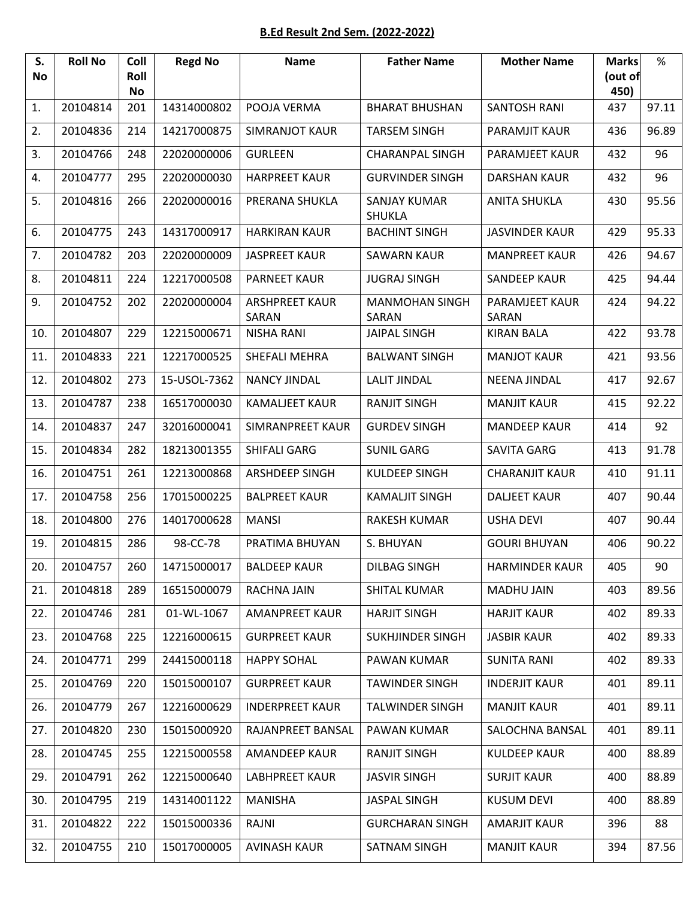**B.Ed Result 2nd Sem. (2022-2022)**

| S. No | Roll No | Coll Roll No | Regd No | Name | Father Name | Mother Name | Marks (out of 450) | % |
|---|---|---|---|---|---|---|---|---|
| 1. | 20104814 | 201 | 14314000802 | POOJA VERMA | BHARAT BHUSHAN | SANTOSH RANI | 437 | 97.11 |
| 2. | 20104836 | 214 | 14217000875 | SIMRANJOT KAUR | TARSEM SINGH | PARAMJIT KAUR | 436 | 96.89 |
| 3. | 20104766 | 248 | 22020000006 | GURLEEN | CHARANPAL SINGH | PARAMJEET KAUR | 432 | 96 |
| 4. | 20104777 | 295 | 22020000030 | HARPREET KAUR | GURVINDER SINGH | DARSHAN KAUR | 432 | 96 |
| 5. | 20104816 | 266 | 22020000016 | PRERANA SHUKLA | SANJAY KUMAR SHUKLA | ANITA SHUKLA | 430 | 95.56 |
| 6. | 20104775 | 243 | 14317000917 | HARKIRAN KAUR | BACHINT SINGH | JASVINDER KAUR | 429 | 95.33 |
| 7. | 20104782 | 203 | 22020000009 | JASPREET KAUR | SAWARN KAUR | MANPREET KAUR | 426 | 94.67 |
| 8. | 20104811 | 224 | 12217000508 | PARNEET KAUR | JUGRAJ SINGH | SANDEEP KAUR | 425 | 94.44 |
| 9. | 20104752 | 202 | 22020000004 | ARSHPREET KAUR SARAN | MANMOHAN SINGH SARAN | PARAMJEET KAUR SARAN | 424 | 94.22 |
| 10. | 20104807 | 229 | 12215000671 | NISHA RANI | JAIPAL SINGH | KIRAN BALA | 422 | 93.78 |
| 11. | 20104833 | 221 | 12217000525 | SHEFALI MEHRA | BALWANT SINGH | MANJOT KAUR | 421 | 93.56 |
| 12. | 20104802 | 273 | 15-USOL-7362 | NANCY JINDAL | LALIT JINDAL | NEENA JINDAL | 417 | 92.67 |
| 13. | 20104787 | 238 | 16517000030 | KAMALJEET KAUR | RANJIT SINGH | MANJIT KAUR | 415 | 92.22 |
| 14. | 20104837 | 247 | 32016000041 | SIMRANPREET KAUR | GURDEV SINGH | MANDEEP KAUR | 414 | 92 |
| 15. | 20104834 | 282 | 18213001355 | SHIFALI GARG | SUNIL GARG | SAVITA GARG | 413 | 91.78 |
| 16. | 20104751 | 261 | 12213000868 | ARSHDEEP SINGH | KULDEEP SINGH | CHARANJIT KAUR | 410 | 91.11 |
| 17. | 20104758 | 256 | 17015000225 | BALPREET KAUR | KAMALJIT SINGH | DALJEET KAUR | 407 | 90.44 |
| 18. | 20104800 | 276 | 14017000628 | MANSI | RAKESH KUMAR | USHA DEVI | 407 | 90.44 |
| 19. | 20104815 | 286 | 98-CC-78 | PRATIMA BHUYAN | S. BHUYAN | GOURI BHUYAN | 406 | 90.22 |
| 20. | 20104757 | 260 | 14715000017 | BALDEEP KAUR | DILBAG SINGH | HARMINDER KAUR | 405 | 90 |
| 21. | 20104818 | 289 | 16515000079 | RACHNA JAIN | SHITAL KUMAR | MADHU JAIN | 403 | 89.56 |
| 22. | 20104746 | 281 | 01-WL-1067 | AMANPREET KAUR | HARJIT SINGH | HARJIT KAUR | 402 | 89.33 |
| 23. | 20104768 | 225 | 12216000615 | GURPREET KAUR | SUKHJINDER SINGH | JASBIR KAUR | 402 | 89.33 |
| 24. | 20104771 | 299 | 24415000118 | HAPPY SOHAL | PAWAN KUMAR | SUNITA RANI | 402 | 89.33 |
| 25. | 20104769 | 220 | 15015000107 | GURPREET KAUR | TAWINDER SINGH | INDERJIT KAUR | 401 | 89.11 |
| 26. | 20104779 | 267 | 12216000629 | INDERPREET KAUR | TALWINDER SINGH | MANJIT KAUR | 401 | 89.11 |
| 27. | 20104820 | 230 | 15015000920 | RAJANPREET BANSAL | PAWAN KUMAR | SALOCHNA BANSAL | 401 | 89.11 |
| 28. | 20104745 | 255 | 12215000558 | AMANDEEP KAUR | RANJIT SINGH | KULDEEP KAUR | 400 | 88.89 |
| 29. | 20104791 | 262 | 12215000640 | LABHPREET KAUR | JASVIR SINGH | SURJIT KAUR | 400 | 88.89 |
| 30. | 20104795 | 219 | 14314001122 | MANISHA | JASPAL SINGH | KUSUM DEVI | 400 | 88.89 |
| 31. | 20104822 | 222 | 15015000336 | RAJNI | GURCHARAN SINGH | AMARJIT KAUR | 396 | 88 |
| 32. | 20104755 | 210 | 15017000005 | AVINASH KAUR | SATNAM SINGH | MANJIT KAUR | 394 | 87.56 |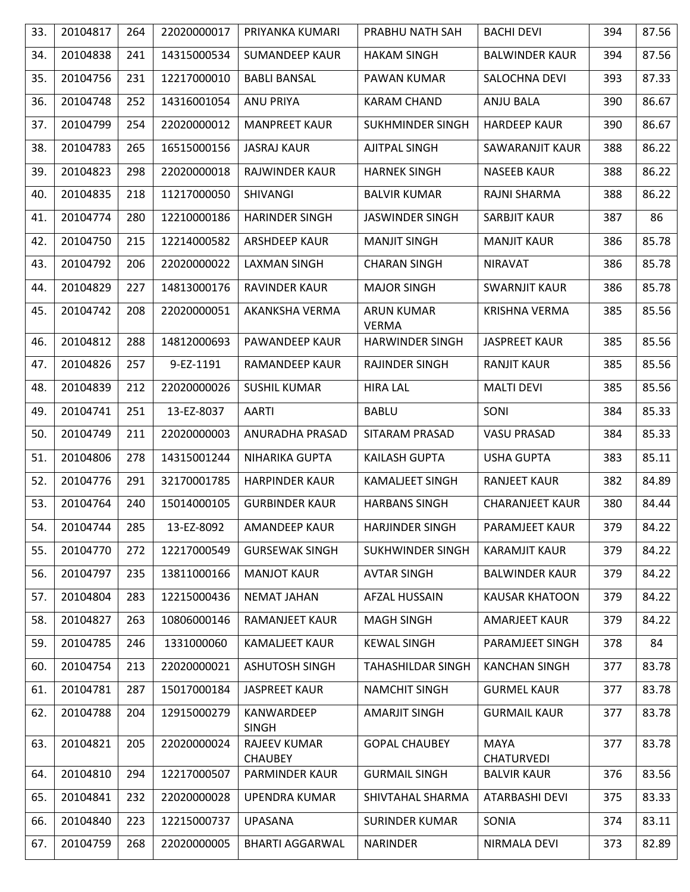| 33. | 20104817 | 264 | 22020000017 | PRIYANKA KUMARI | PRABHU NATH SAH | BACHI DEVI | 394 | 87.56 |
|---|---|---|---|---|---|---|---|---|
| 34. | 20104838 | 241 | 14315000534 | SUMANDEEP KAUR | HAKAM SINGH | BALWINDER KAUR | 394 | 87.56 |
| 35. | 20104756 | 231 | 12217000010 | BABLI BANSAL | PAWAN KUMAR | SALOCHNA DEVI | 393 | 87.33 |
| 36. | 20104748 | 252 | 14316001054 | ANU PRIYA | KARAM CHAND | ANJU BALA | 390 | 86.67 |
| 37. | 20104799 | 254 | 22020000012 | MANPREET KAUR | SUKHMINDER SINGH | HARDEEP KAUR | 390 | 86.67 |
| 38. | 20104783 | 265 | 16515000156 | JASRAJ KAUR | AJITPAL SINGH | SAWARANJIT KAUR | 388 | 86.22 |
| 39. | 20104823 | 298 | 22020000018 | RAJWINDER KAUR | HARNEK SINGH | NASEEB KAUR | 388 | 86.22 |
| 40. | 20104835 | 218 | 11217000050 | SHIVANGI | BALVIR KUMAR | RAJNI SHARMA | 388 | 86.22 |
| 41. | 20104774 | 280 | 12210000186 | HARINDER SINGH | JASWINDER SINGH | SARBJIT KAUR | 387 | 86 |
| 42. | 20104750 | 215 | 12214000582 | ARSHDEEP KAUR | MANJIT SINGH | MANJIT KAUR | 386 | 85.78 |
| 43. | 20104792 | 206 | 22020000022 | LAXMAN SINGH | CHARAN SINGH | NIRAVAT | 386 | 85.78 |
| 44. | 20104829 | 227 | 14813000176 | RAVINDER KAUR | MAJOR SINGH | SWARNJIT KAUR | 386 | 85.78 |
| 45. | 20104742 | 208 | 22020000051 | AKANKSHA VERMA | ARUN KUMAR VERMA | KRISHNA VERMA | 385 | 85.56 |
| 46. | 20104812 | 288 | 14812000693 | PAWANDEEP KAUR | HARWINDER SINGH | JASPREET KAUR | 385 | 85.56 |
| 47. | 20104826 | 257 | 9-EZ-1191 | RAMANDEEP KAUR | RAJINDER SINGH | RANJIT KAUR | 385 | 85.56 |
| 48. | 20104839 | 212 | 22020000026 | SUSHIL KUMAR | HIRA LAL | MALTI DEVI | 385 | 85.56 |
| 49. | 20104741 | 251 | 13-EZ-8037 | AARTI | BABLU | SONI | 384 | 85.33 |
| 50. | 20104749 | 211 | 22020000003 | ANURADHA PRASAD | SITARAM PRASAD | VASU PRASAD | 384 | 85.33 |
| 51. | 20104806 | 278 | 14315001244 | NIHARIKA GUPTA | KAILASH GUPTA | USHA GUPTA | 383 | 85.11 |
| 52. | 20104776 | 291 | 32170001785 | HARPINDER KAUR | KAMALJEET SINGH | RANJEET KAUR | 382 | 84.89 |
| 53. | 20104764 | 240 | 15014000105 | GURBINDER KAUR | HARBANS SINGH | CHARANJEET KAUR | 380 | 84.44 |
| 54. | 20104744 | 285 | 13-EZ-8092 | AMANDEEP KAUR | HARJINDER SINGH | PARAMJEET KAUR | 379 | 84.22 |
| 55. | 20104770 | 272 | 12217000549 | GURSEWAK SINGH | SUKHWINDER SINGH | KARAMJIT KAUR | 379 | 84.22 |
| 56. | 20104797 | 235 | 13811000166 | MANJOT KAUR | AVTAR SINGH | BALWINDER KAUR | 379 | 84.22 |
| 57. | 20104804 | 283 | 12215000436 | NEMAT JAHAN | AFZAL HUSSAIN | KAUSAR KHATOON | 379 | 84.22 |
| 58. | 20104827 | 263 | 10806000146 | RAMANJEET KAUR | MAGH SINGH | AMARJEET KAUR | 379 | 84.22 |
| 59. | 20104785 | 246 | 1331000060 | KAMALJEET KAUR | KEWAL SINGH | PARAMJEET SINGH | 378 | 84 |
| 60. | 20104754 | 213 | 22020000021 | ASHUTOSH SINGH | TAHASHILDAR SINGH | KANCHAN SINGH | 377 | 83.78 |
| 61. | 20104781 | 287 | 15017000184 | JASPREET KAUR | NAMCHIT SINGH | GURMEL KAUR | 377 | 83.78 |
| 62. | 20104788 | 204 | 12915000279 | KANWARDEEP SINGH | AMARJIT SINGH | GURMAIL KAUR | 377 | 83.78 |
| 63. | 20104821 | 205 | 22020000024 | RAJEEV KUMAR CHAUBEY | GOPAL CHAUBEY | MAYA CHATURVEDI | 377 | 83.78 |
| 64. | 20104810 | 294 | 12217000507 | PARMINDER KAUR | GURMAIL SINGH | BALVIR KAUR | 376 | 83.56 |
| 65. | 20104841 | 232 | 22020000028 | UPENDRA KUMAR | SHIVTAHAL SHARMA | ATARBASHI DEVI | 375 | 83.33 |
| 66. | 20104840 | 223 | 12215000737 | UPASANA | SURINDER KUMAR | SONIA | 374 | 83.11 |
| 67. | 20104759 | 268 | 22020000005 | BHARTI AGGARWAL | NARINDER | NIRMALA DEVI | 373 | 82.89 |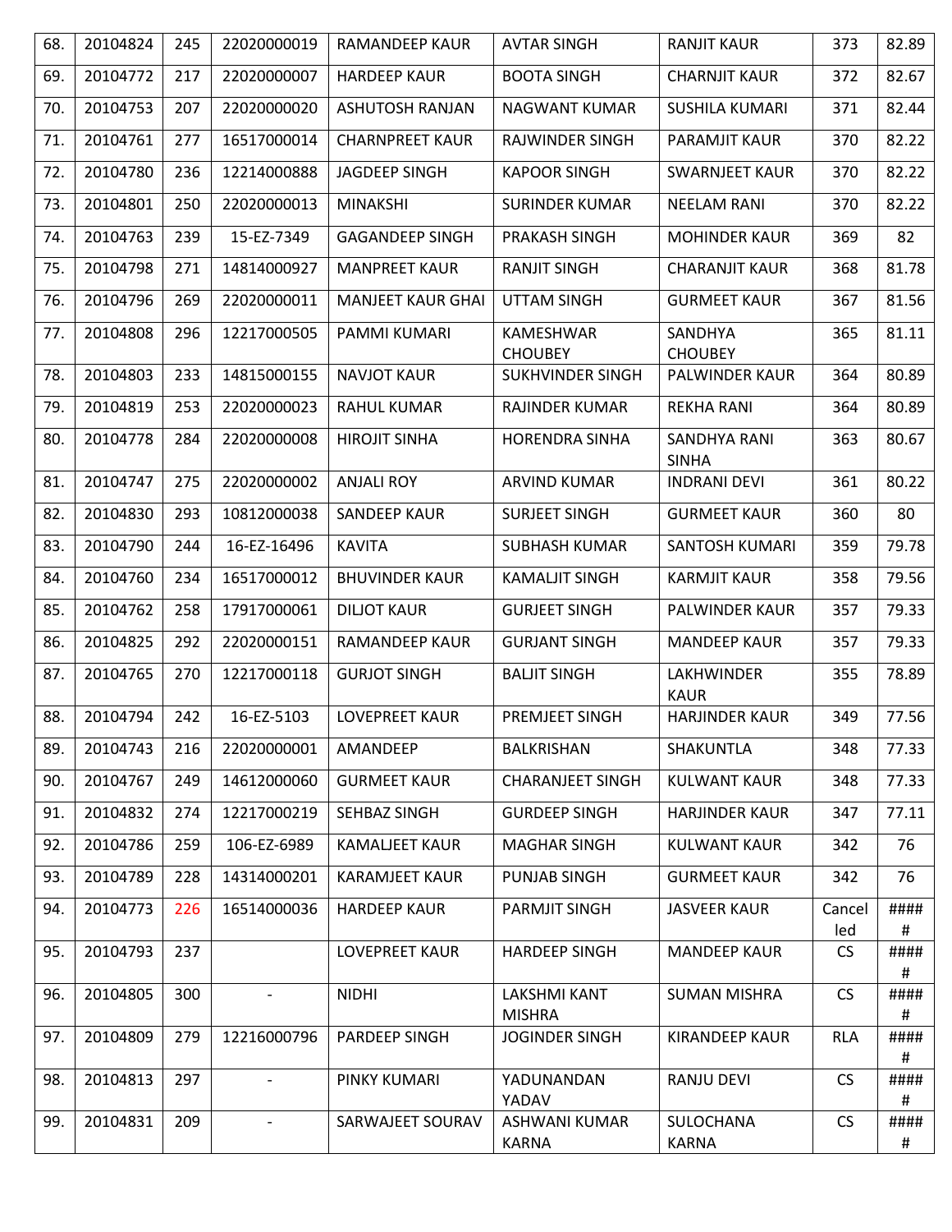| | | | | | | | | |
|---|---|---|---|---|---|---|---|---|
| 68. | 20104824 | 245 | 22020000019 | RAMANDEEP KAUR | AVTAR SINGH | RANJIT KAUR | 373 | 82.89 |
| 69. | 20104772 | 217 | 22020000007 | HARDEEP KAUR | BOOTA SINGH | CHARNJIT KAUR | 372 | 82.67 |
| 70. | 20104753 | 207 | 22020000020 | ASHUTOSH RANJAN | NAGWANT KUMAR | SUSHILA KUMARI | 371 | 82.44 |
| 71. | 20104761 | 277 | 16517000014 | CHARNPREET KAUR | RAJWINDER SINGH | PARAMJIT KAUR | 370 | 82.22 |
| 72. | 20104780 | 236 | 12214000888 | JAGDEEP SINGH | KAPOOR SINGH | SWARNJEET KAUR | 370 | 82.22 |
| 73. | 20104801 | 250 | 22020000013 | MINAKSHI | SURINDER KUMAR | NEELAM RANI | 370 | 82.22 |
| 74. | 20104763 | 239 | 15-EZ-7349 | GAGANDEEP SINGH | PRAKASH SINGH | MOHINDER KAUR | 369 | 82 |
| 75. | 20104798 | 271 | 14814000927 | MANPREET KAUR | RANJIT SINGH | CHARANJIT KAUR | 368 | 81.78 |
| 76. | 20104796 | 269 | 22020000011 | MANJEET KAUR GHAI | UTTAM SINGH | GURMEET KAUR | 367 | 81.56 |
| 77. | 20104808 | 296 | 12217000505 | PAMMI KUMARI | KAMESHWAR CHOUBEY | SANDHYA CHOUBEY | 365 | 81.11 |
| 78. | 20104803 | 233 | 14815000155 | NAVJOT KAUR | SUKHVINDER SINGH | PALWINDER KAUR | 364 | 80.89 |
| 79. | 20104819 | 253 | 22020000023 | RAHUL KUMAR | RAJINDER KUMAR | REKHA RANI | 364 | 80.89 |
| 80. | 20104778 | 284 | 22020000008 | HIROJIT SINHA | HORENDRA SINHA | SANDHYA RANI SINHA | 363 | 80.67 |
| 81. | 20104747 | 275 | 22020000002 | ANJALI ROY | ARVIND KUMAR | INDRANI DEVI | 361 | 80.22 |
| 82. | 20104830 | 293 | 10812000038 | SANDEEP KAUR | SURJEET SINGH | GURMEET KAUR | 360 | 80 |
| 83. | 20104790 | 244 | 16-EZ-16496 | KAVITA | SUBHASH KUMAR | SANTOSH KUMARI | 359 | 79.78 |
| 84. | 20104760 | 234 | 16517000012 | BHUVINDER KAUR | KAMALJIT SINGH | KARMJIT KAUR | 358 | 79.56 |
| 85. | 20104762 | 258 | 17917000061 | DILJOT KAUR | GURJEET SINGH | PALWINDER KAUR | 357 | 79.33 |
| 86. | 20104825 | 292 | 22020000151 | RAMANDEEP KAUR | GURJANT SINGH | MANDEEP KAUR | 357 | 79.33 |
| 87. | 20104765 | 270 | 12217000118 | GURJOT SINGH | BALJIT SINGH | LAKHWINDER KAUR | 355 | 78.89 |
| 88. | 20104794 | 242 | 16-EZ-5103 | LOVEPREET KAUR | PREMJEET SINGH | HARJINDER KAUR | 349 | 77.56 |
| 89. | 20104743 | 216 | 22020000001 | AMANDEEP | BALKRISHAN | SHAKUNTLA | 348 | 77.33 |
| 90. | 20104767 | 249 | 14612000060 | GURMEET KAUR | CHARANJEET SINGH | KULWANT KAUR | 348 | 77.33 |
| 91. | 20104832 | 274 | 12217000219 | SEHBAZ SINGH | GURDEEP SINGH | HARJINDER KAUR | 347 | 77.11 |
| 92. | 20104786 | 259 | 106-EZ-6989 | KAMALJEET KAUR | MAGHAR SINGH | KULWANT KAUR | 342 | 76 |
| 93. | 20104789 | 228 | 14314000201 | KARAMJEET KAUR | PUNJAB SINGH | GURMEET KAUR | 342 | 76 |
| 94. | 20104773 | 226 | 16514000036 | HARDEEP KAUR | PARMJIT SINGH | JASVEER KAUR | Cancelled | ##### |
| 95. | 20104793 | 237 | | LOVEPREET KAUR | HARDEEP SINGH | MANDEEP KAUR | CS | ##### |
| 96. | 20104805 | 300 | - | NIDHI | LAKSHMI KANT MISHRA | SUMAN MISHRA | CS | ##### |
| 97. | 20104809 | 279 | 12216000796 | PARDEEP SINGH | JOGINDER SINGH | KIRANDEEP KAUR | RLA | ##### |
| 98. | 20104813 | 297 | - | PINKY KUMARI | YADUNANDAN YADAV | RANJU DEVI | CS | ##### |
| 99. | 20104831 | 209 | - | SARWAJEET SOURAV | ASHWANI KUMAR KARNA | SULOCHANA KARNA | CS | ##### |